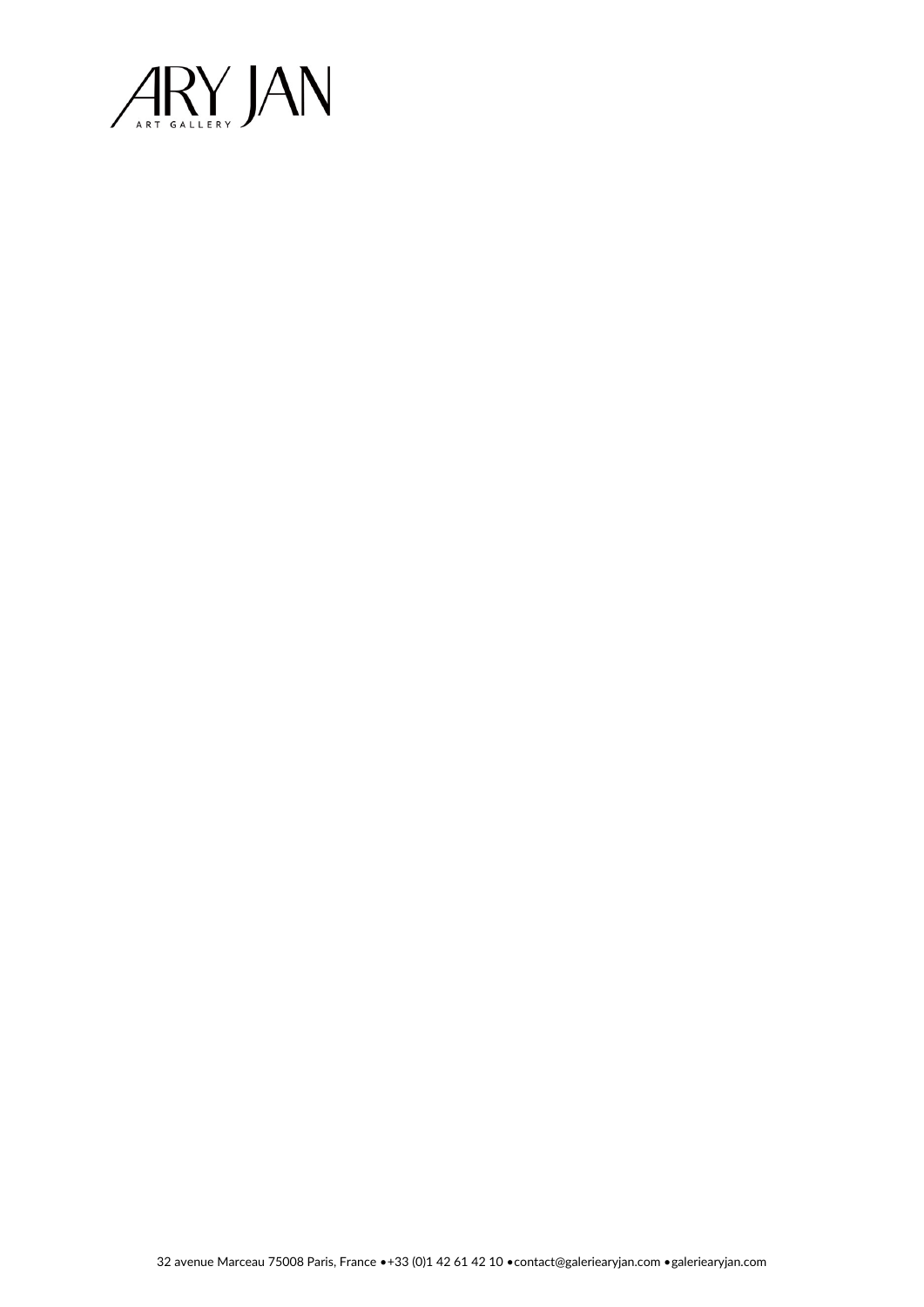ARY JAN

ART GALLERY

32 avenue Marceau 75008 Paris, France • +33 (0)1 42 61 42 10 • contact@galeriearyjan.com • galeriearyjan.com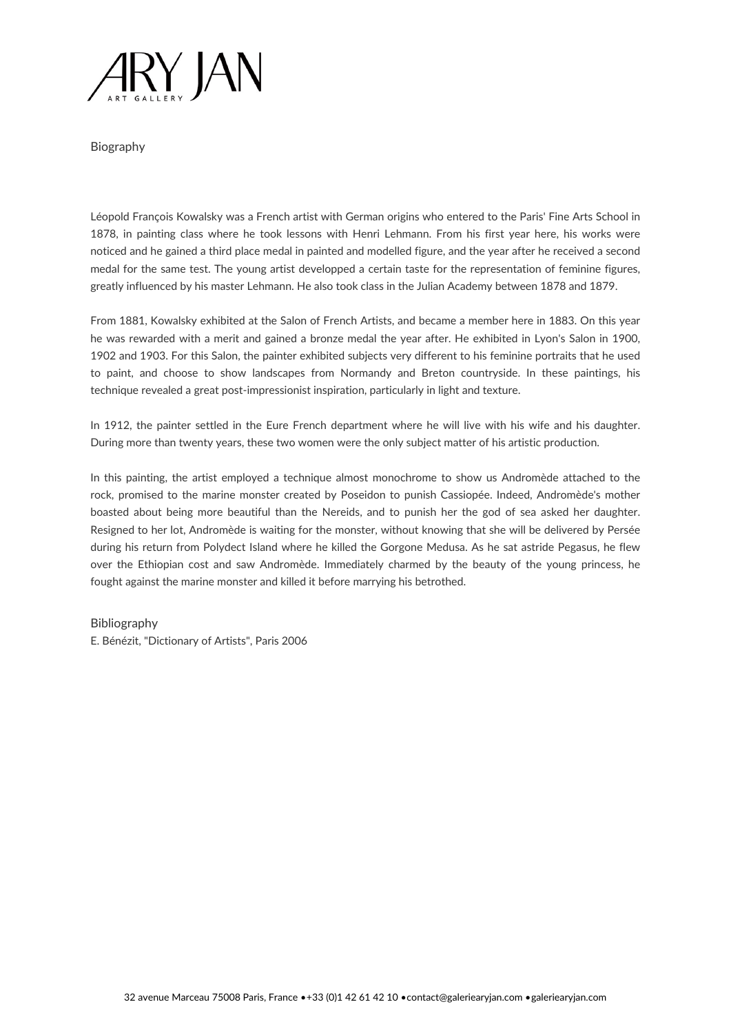ARY JAN ART GALLERY

## Biography

Léopold François Kowalsky was a French artist with German origins who entered to the Paris' Fine Arts School in 1878, in painting class where he took lessons with Henri Lehmann. From his first year here, his works were noticed and he gained a third place medal in painted and modelled figure, and the year after he received a second medal for the same test. The young artist developped a certain taste for the representation of feminine figures, greatly influenced by his master Lehmann. He also took class in the Julian Academy between 1878 and 1879.

From 1881, Kowalsky exhibited at the Salon of French Artists, and became a member here in 1883. On this year he was rewarded with a merit and gained a bronze medal the year after. He exhibited in Lyon's Salon in 1900, 1902 and 1903. For this Salon, the painter exhibited subjects very different to his feminine portraits that he used to paint, and choose to show landscapes from Normandy and Breton countryside. In these paintings, his technique revealed a great post-impressionist inspiration, particularly in light and texture.

In 1912, the painter settled in the Eure French department where he will live with his wife and his daughter. During more than twenty years, these two women were the only subject matter of his artistic production.

In this painting, the artist employed a technique almost monochrome to show us Andromède attached to the rock, promised to the marine monster created by Poseidon to punish Cassiopée. Indeed, Andromède's mother boasted about being more beautiful than the Nereids, and to punish her the god of sea asked her daughter. Resigned to her lot, Andromède is waiting for the monster, without knowing that she will be delivered by Persée during his return from Polydect Island where he killed the Gorgone Medusa. As he sat astride Pegasus, he flew over the Ethiopian cost and saw Andromède. Immediately charmed by the beauty of the young princess, he fought against the marine monster and killed it before marrying his betrothed.

## Bibliography

E. Bénézit, "Dictionary of Artists", Paris 2006

32 avenue Marceau 75008 Paris, France • +33 (0)1 42 61 42 10 • contact@galeriearyjan.com • galeriearyjan.com